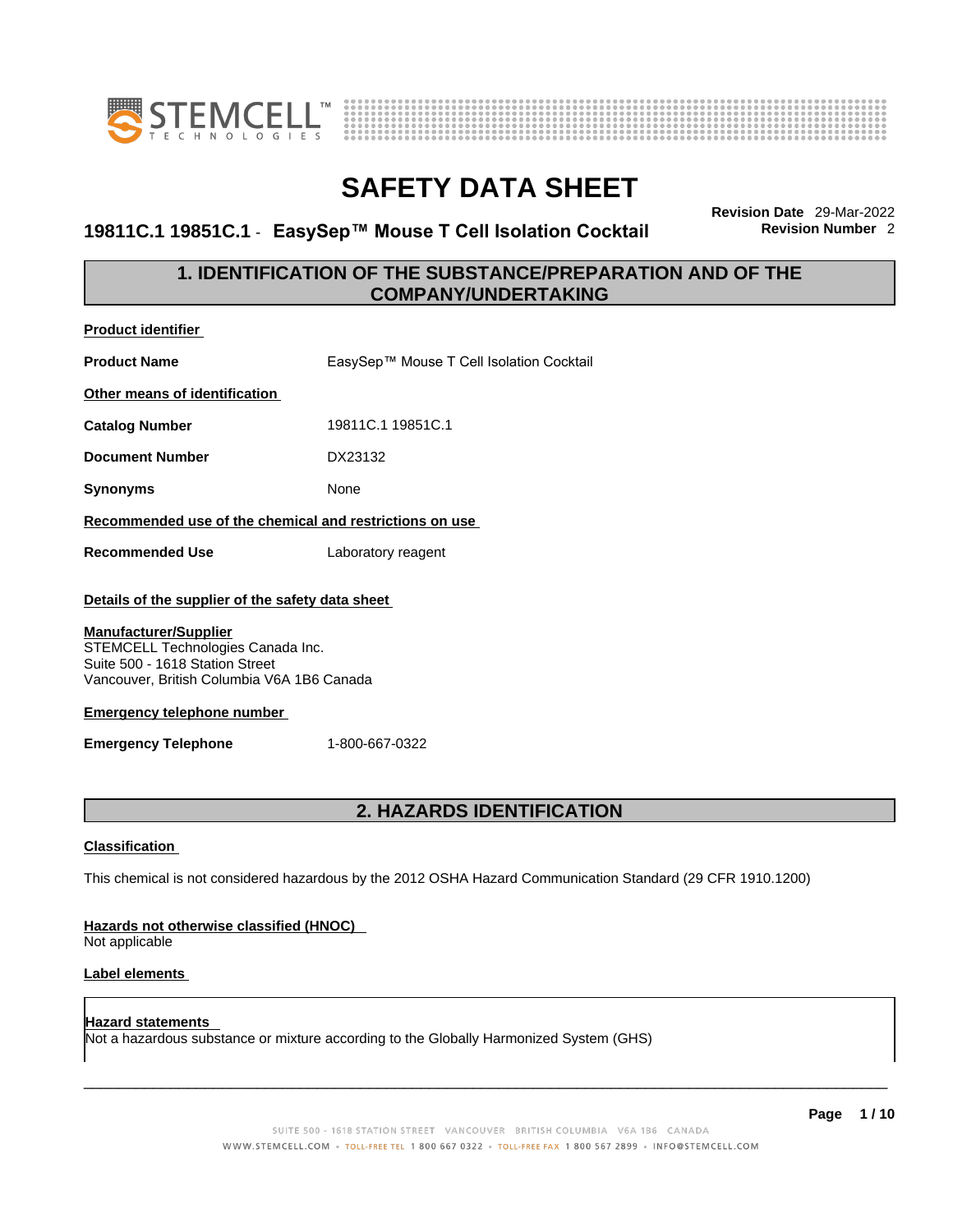# SAFETY DATA SHEET

**19811C.1 19851C.1 - EasySep™ Mouse T Cell Isolation Cocktail**

**Revision Date** 29-Mar-2022
**Revision Number** 2

## 1. IDENTIFICATION OF THE SUBSTANCE/PREPARATION AND OF THE COMPANY/UNDERTAKING

**Product identifier**

**Product Name** EasySep™ Mouse T Cell Isolation Cocktail

**Other means of identification**

**Catalog Number** 19811C.1 19851C.1

**Document Number** DX23132

**Synonyms** None

**Recommended use of the chemical and restrictions on use**

**Recommended Use** Laboratory reagent

**Details of the supplier of the safety data sheet**

**Manufacturer/Supplier**
STEMCELL Technologies Canada Inc.
Suite 500 - 1618 Station Street
Vancouver, British Columbia V6A 1B6 Canada

**Emergency telephone number**

**Emergency Telephone** 1-800-667-0322

## 2. HAZARDS IDENTIFICATION

**Classification**

This chemical is not considered hazardous by the 2012 OSHA Hazard Communication Standard (29 CFR 1910.1200)

**Hazards not otherwise classified (HNOC)**
Not applicable

**Label elements**

**Hazard statements**
Not a hazardous substance or mixture according to the Globally Harmonized System (GHS)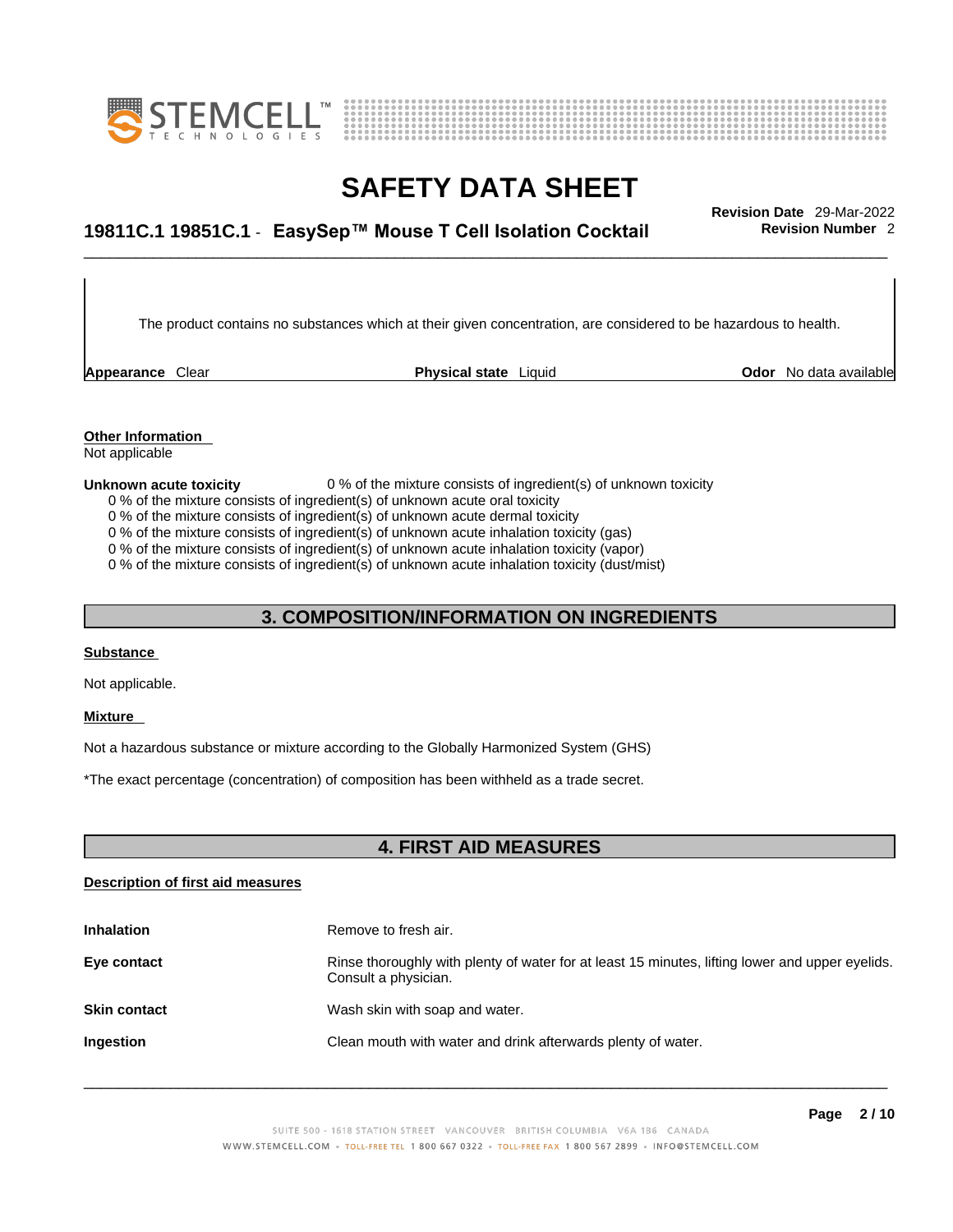The product contains no substances which at their given concentration, are considered to be hazardous to health.

**Appearance** Clear **Physical state** Liquid **Odor** No data available

**Other Information**
Not applicable

**Unknown acute toxicity** 0 % of the mixture consists of ingredient(s) of unknown toxicity

0 % of the mixture consists of ingredient(s) of unknown acute oral toxicity
0 % of the mixture consists of ingredient(s) of unknown acute dermal toxicity
0 % of the mixture consists of ingredient(s) of unknown acute inhalation toxicity (gas)
0 % of the mixture consists of ingredient(s) of unknown acute inhalation toxicity (vapor)
0 % of the mixture consists of ingredient(s) of unknown acute inhalation toxicity (dust/mist)

## 3. COMPOSITION/INFORMATION ON INGREDIENTS

**Substance**

Not applicable.

**Mixture**

Not a hazardous substance or mixture according to the Globally Harmonized System (GHS)

*The exact percentage (concentration) of composition has been withheld as a trade secret.

## 4. FIRST AID MEASURES

**Description of first aid measures**

| | |
|---|---|
| **Inhalation** | Remove to fresh air. |
| **Eye contact** | Rinse thoroughly with plenty of water for at least 15 minutes, lifting lower and upper eyelids. Consult a physician. |
| **Skin contact** | Wash skin with soap and water. |
| **Ingestion** | Clean mouth with water and drink afterwards plenty of water. |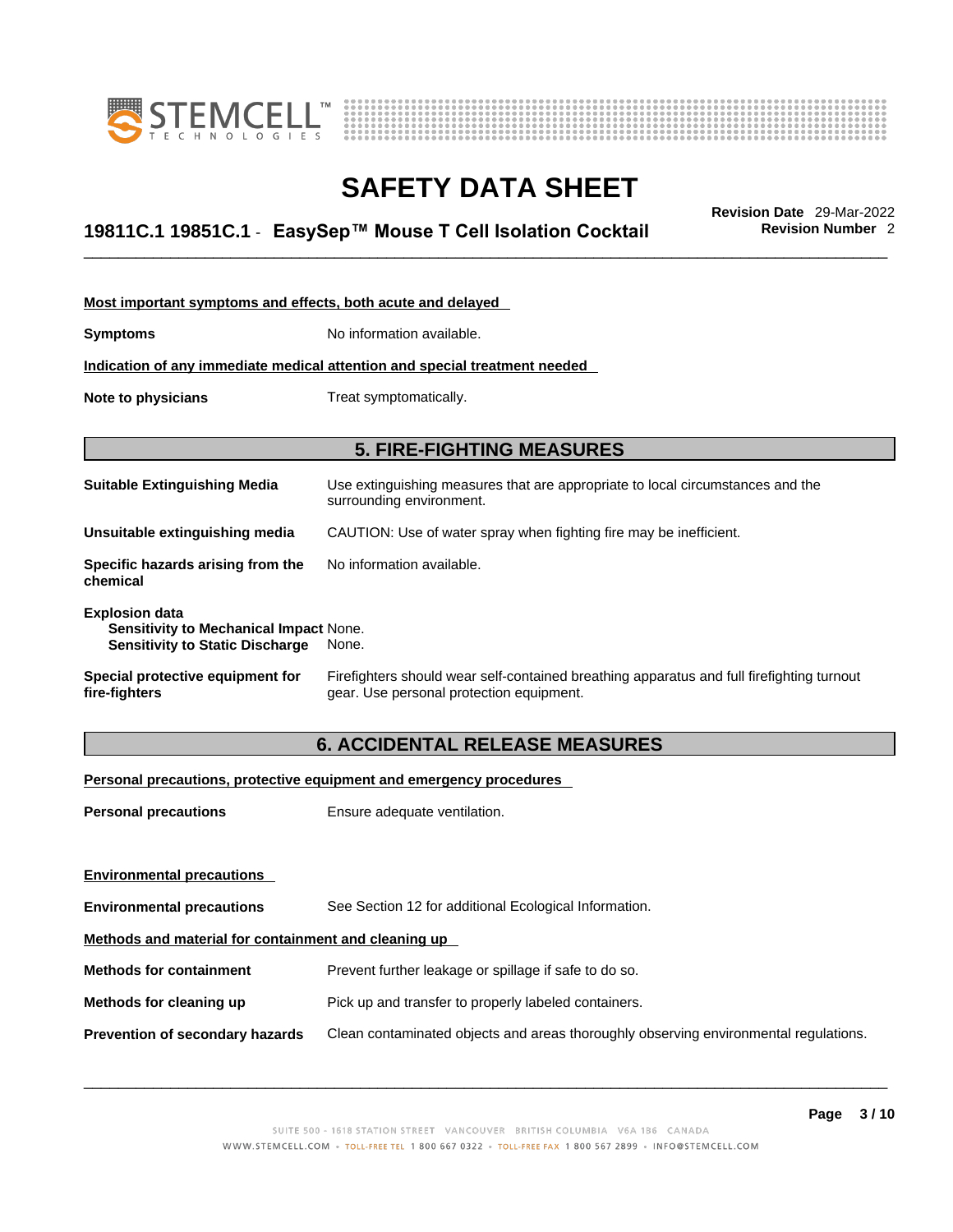**Most important symptoms and effects, both acute and delayed**

**Symptoms** No information available.

**Indication of any immediate medical attention and special treatment needed**

**Note to physicians** Treat symptomatically.

## 5. FIRE-FIGHTING MEASURES

**Suitable Extinguishing Media** Use extinguishing measures that are appropriate to local circumstances and the surrounding environment.

**Unsuitable extinguishing media** CAUTION: Use of water spray when fighting fire may be inefficient.

**Specific hazards arising from the chemical** No information available.

**Explosion data**
**Sensitivity to Mechanical Impact** None.
**Sensitivity to Static Discharge** None.

**Special protective equipment for fire-fighters** Firefighters should wear self-contained breathing apparatus and full firefighting turnout gear. Use personal protection equipment.

## 6. ACCIDENTAL RELEASE MEASURES

**Personal precautions, protective equipment and emergency procedures**

**Personal precautions** Ensure adequate ventilation.

**Environmental precautions**

**Environmental precautions** See Section 12 for additional Ecological Information.

**Methods and material for containment and cleaning up**

**Methods for containment** Prevent further leakage or spillage if safe to do so.

**Methods for cleaning up** Pick up and transfer to properly labeled containers.

**Prevention of secondary hazards** Clean contaminated objects and areas thoroughly observing environmental regulations.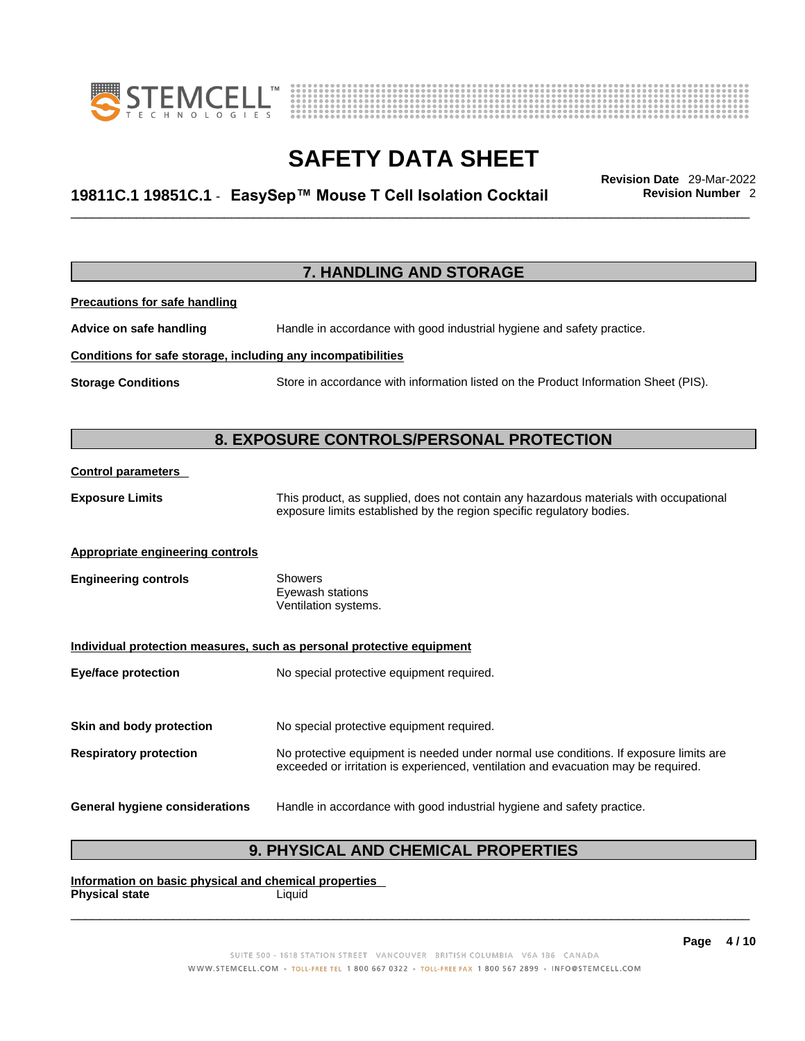## 7. HANDLING AND STORAGE

**Precautions for safe handling**

**Advice on safe handling** Handle in accordance with good industrial hygiene and safety practice.

**Conditions for safe storage, including any incompatibilities**

**Storage Conditions** Store in accordance with information listed on the Product Information Sheet (PIS).

## 8. EXPOSURE CONTROLS/PERSONAL PROTECTION

**Control parameters**

**Exposure Limits** This product, as supplied, does not contain any hazardous materials with occupational exposure limits established by the region specific regulatory bodies.

**Appropriate engineering controls**

**Engineering controls** Showers
Eyewash stations
Ventilation systems.

**Individual protection measures, such as personal protective equipment**

**Eye/face protection** No special protective equipment required.

**Skin and body protection** No special protective equipment required.

**Respiratory protection** No protective equipment is needed under normal use conditions. If exposure limits are exceeded or irritation is experienced, ventilation and evacuation may be required.

**General hygiene considerations** Handle in accordance with good industrial hygiene and safety practice.

## 9. PHYSICAL AND CHEMICAL PROPERTIES

**Information on basic physical and chemical properties**

**Physical state** Liquid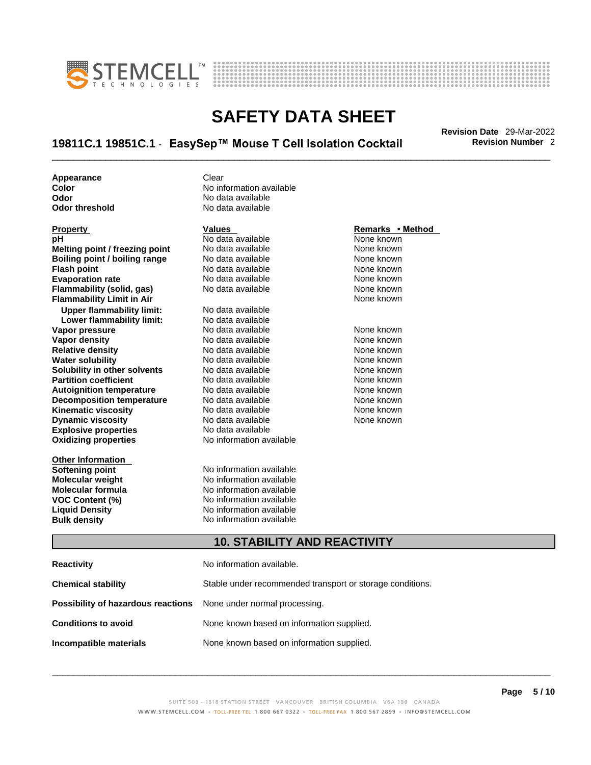| | |
|---|---|
| **Appearance** | Clear |
| **Color** | No information available |
| **Odor** | No data available |
| **Odor threshold** | No data available |

| Property | Values | Remarks • Method |
|---|---|---|
| **pH** | No data available | None known |
| **Melting point / freezing point** | No data available | None known |
| **Boiling point / boiling range** | No data available | None known |
| **Flash point** | No data available | None known |
| **Evaporation rate** | No data available | None known |
| **Flammability (solid, gas)** | No data available | None known |
| **Flammability Limit in Air** | | None known |
| **Upper flammability limit:** | No data available | |
| **Lower flammability limit:** | No data available | |
| **Vapor pressure** | No data available | None known |
| **Vapor density** | No data available | None known |
| **Relative density** | No data available | None known |
| **Water solubility** | No data available | None known |
| **Solubility in other solvents** | No data available | None known |
| **Partition coefficient** | No data available | None known |
| **Autoignition temperature** | No data available | None known |
| **Decomposition temperature** | No data available | None known |
| **Kinematic viscosity** | No data available | None known |
| **Dynamic viscosity** | No data available | None known |
| **Explosive properties** | No data available | |
| **Oxidizing properties** | No information available | |

| Other Information | |
|---|---|
| **Softening point** | No information available |
| **Molecular weight** | No information available |
| **Molecular formula** | No information available |
| **VOC Content (%)** | No information available |
| **Liquid Density** | No information available |
| **Bulk density** | No information available |

## 10. STABILITY AND REACTIVITY

| | |
|---|---|
| **Reactivity** | No information available. |
| **Chemical stability** | Stable under recommended transport or storage conditions. |
| **Possibility of hazardous reactions** | None under normal processing. |
| **Conditions to avoid** | None known based on information supplied. |
| **Incompatible materials** | None known based on information supplied. |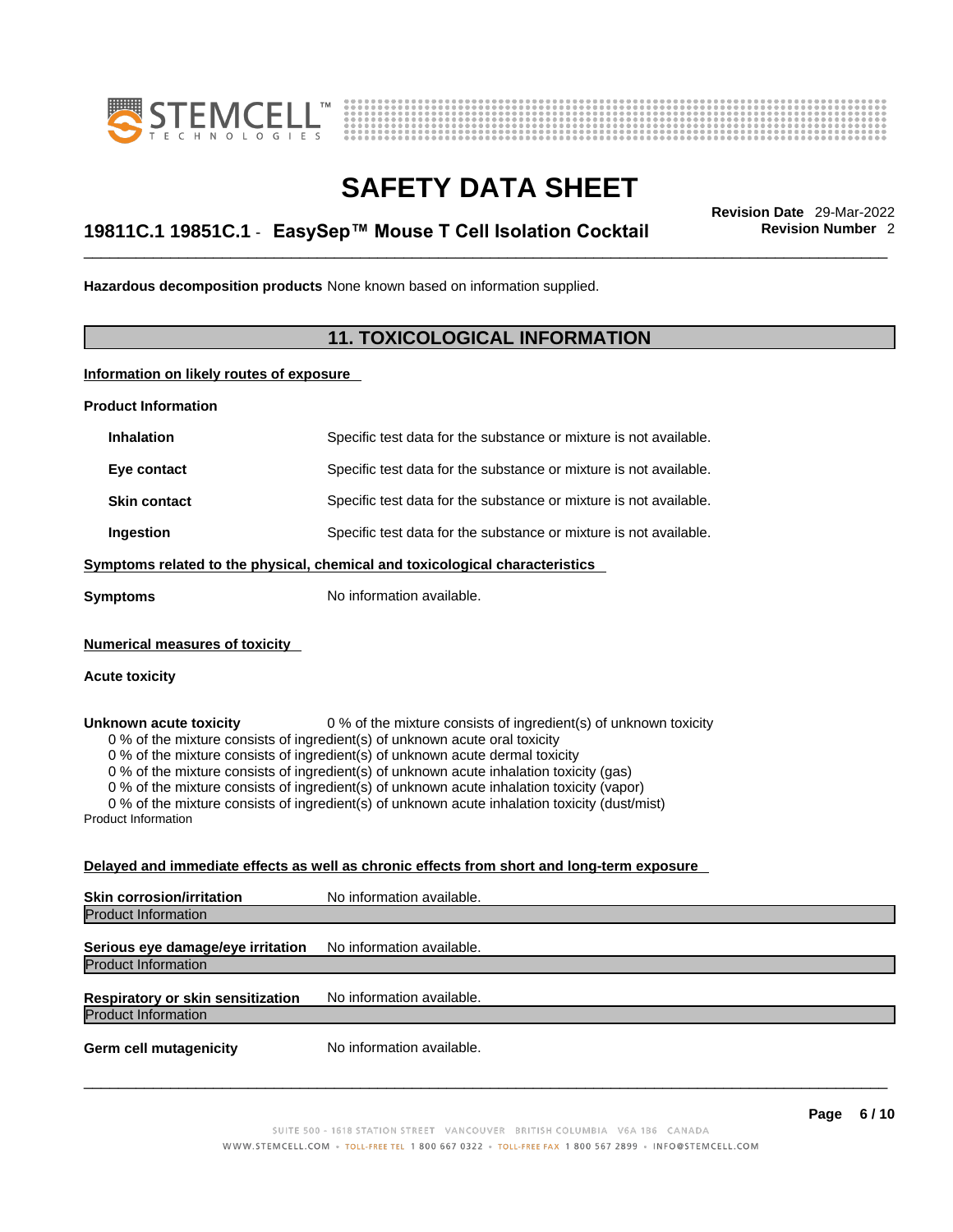**Hazardous decomposition products** None known based on information supplied.

## 11. TOXICOLOGICAL INFORMATION

**Information on likely routes of exposure**

**Product Information**

| | |
|---|---|
| **Inhalation** | Specific test data for the substance or mixture is not available. |
| **Eye contact** | Specific test data for the substance or mixture is not available. |
| **Skin contact** | Specific test data for the substance or mixture is not available. |
| **Ingestion** | Specific test data for the substance or mixture is not available. |

**Symptoms related to the physical, chemical and toxicological characteristics**

**Symptoms** No information available.

**Numerical measures of toxicity**

**Acute toxicity**

**Unknown acute toxicity** 0 % of the mixture consists of ingredient(s) of unknown toxicity

0 % of the mixture consists of ingredient(s) of unknown acute oral toxicity
0 % of the mixture consists of ingredient(s) of unknown acute dermal toxicity
0 % of the mixture consists of ingredient(s) of unknown acute inhalation toxicity (gas)
0 % of the mixture consists of ingredient(s) of unknown acute inhalation toxicity (vapor)
0 % of the mixture consists of ingredient(s) of unknown acute inhalation toxicity (dust/mist)

Product Information

**Delayed and immediate effects as well as chronic effects from short and long-term exposure**

**Skin corrosion/irritation** No information available.

Product Information

**Serious eye damage/eye irritation** No information available.

Product Information

**Respiratory or skin sensitization** No information available.

Product Information

**Germ cell mutagenicity** No information available.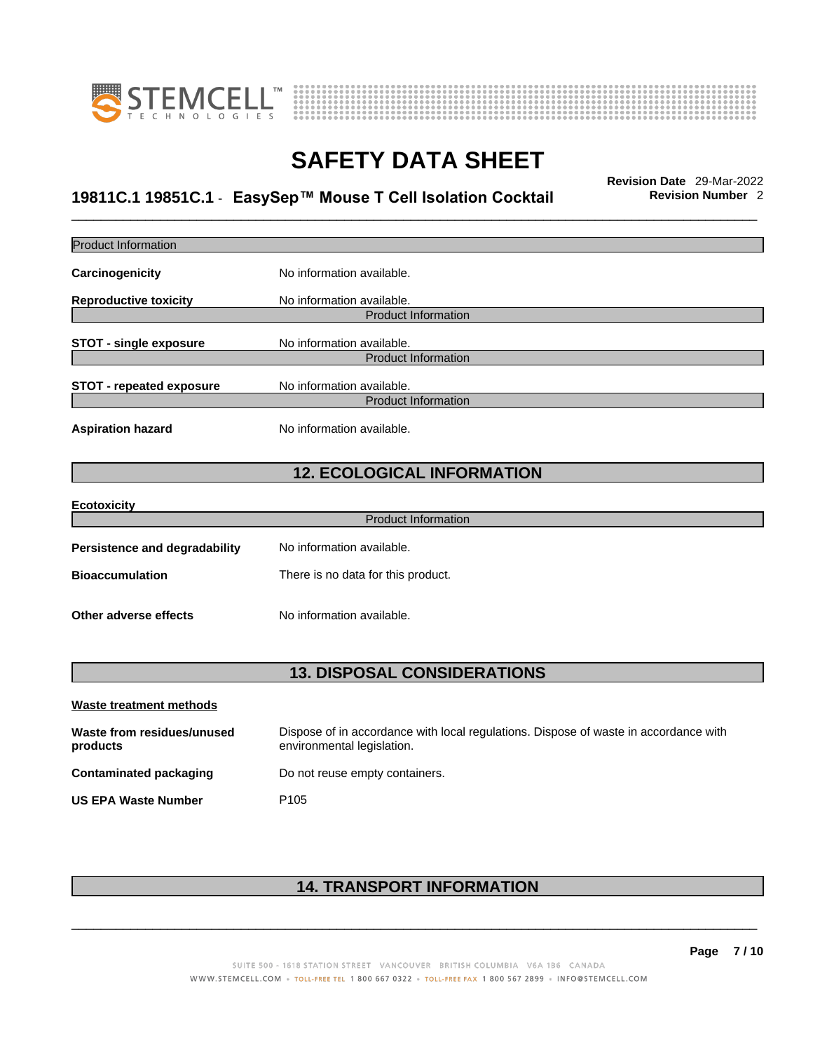Product Information

**Carcinogenicity** No information available.

**Reproductive toxicity** No information available.

Product Information

**STOT - single exposure** No information available.

Product Information

**STOT - repeated exposure** No information available.

Product Information

**Aspiration hazard** No information available.

## 12. ECOLOGICAL INFORMATION

**Ecotoxicity**

Product Information

**Persistence and degradability** No information available.

**Bioaccumulation** There is no data for this product.

**Other adverse effects** No information available.

## 13. DISPOSAL CONSIDERATIONS

**Waste treatment methods**

**Waste from residues/unused products** Dispose of in accordance with local regulations. Dispose of waste in accordance with environmental legislation.

**Contaminated packaging** Do not reuse empty containers.

**US EPA Waste Number** P105

## 14. TRANSPORT INFORMATION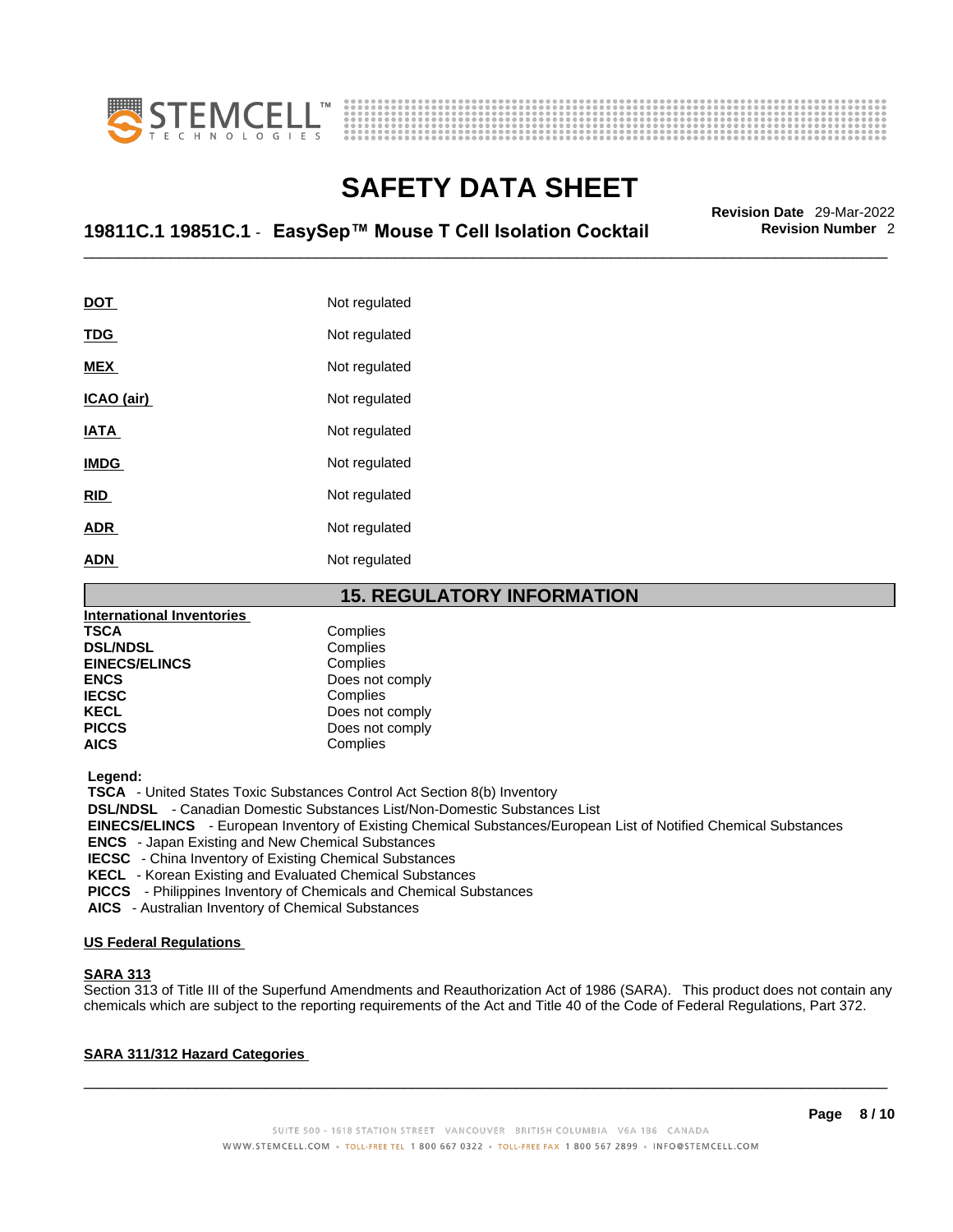| | |
|---|---|
| **DOT** | Not regulated |
| **TDG** | Not regulated |
| **MEX** | Not regulated |
| **ICAO (air)** | Not regulated |
| **IATA** | Not regulated |
| **IMDG** | Not regulated |
| **RID** | Not regulated |
| **ADR** | Not regulated |
| **ADN** | Not regulated |

## 15. REGULATORY INFORMATION

**International Inventories**

| | |
|---|---|
| **TSCA** | Complies |
| **DSL/NDSL** | Complies |
| **EINECS/ELINCS** | Complies |
| **ENCS** | Does not comply |
| **IECSC** | Complies |
| **KECL** | Does not comply |
| **PICCS** | Does not comply |
| **AICS** | Complies |

**Legend:**

**TSCA** - United States Toxic Substances Control Act Section 8(b) Inventory
**DSL/NDSL** - Canadian Domestic Substances List/Non-Domestic Substances List
**EINECS/ELINCS** - European Inventory of Existing Chemical Substances/European List of Notified Chemical Substances
**ENCS** - Japan Existing and New Chemical Substances
**IECSC** - China Inventory of Existing Chemical Substances
**KECL** - Korean Existing and Evaluated Chemical Substances
**PICCS** - Philippines Inventory of Chemicals and Chemical Substances
**AICS** - Australian Inventory of Chemical Substances

**US Federal Regulations**

**SARA 313**

Section 313 of Title III of the Superfund Amendments and Reauthorization Act of 1986 (SARA). This product does not contain any chemicals which are subject to the reporting requirements of the Act and Title 40 of the Code of Federal Regulations, Part 372.

**SARA 311/312 Hazard Categories**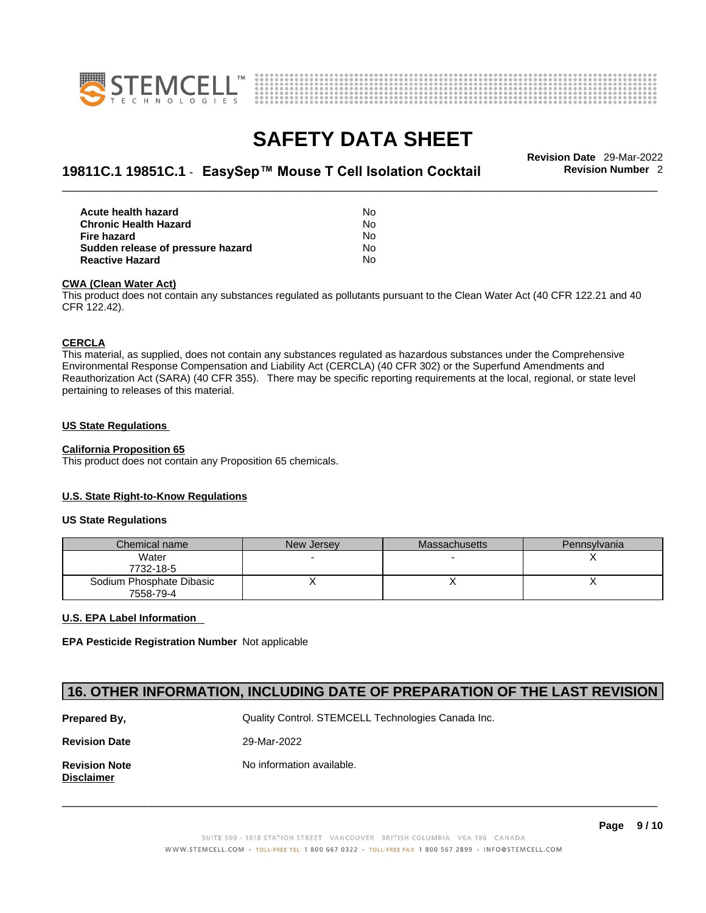| | |
|---|---|
| **Acute health hazard** | No |
| **Chronic Health Hazard** | No |
| **Fire hazard** | No |
| **Sudden release of pressure hazard** | No |
| **Reactive Hazard** | No |

**CWA (Clean Water Act)**

This product does not contain any substances regulated as pollutants pursuant to the Clean Water Act (40 CFR 122.21 and 40 CFR 122.42).

**CERCLA**

This material, as supplied, does not contain any substances regulated as hazardous substances under the Comprehensive Environmental Response Compensation and Liability Act (CERCLA) (40 CFR 302) or the Superfund Amendments and Reauthorization Act (SARA) (40 CFR 355). There may be specific reporting requirements at the local, regional, or state level pertaining to releases of this material.

**US State Regulations**

**California Proposition 65**

This product does not contain any Proposition 65 chemicals.

**U.S. State Right-to-Know Regulations**

**US State Regulations**

| Chemical name | New Jersey | Massachusetts | Pennsylvania |
|---|---|---|---|
| Water<br>7732-18-5 | - | - | X |
| Sodium Phosphate Dibasic<br>7558-79-4 | X | X | X |

**U.S. EPA Label Information**

**EPA Pesticide Registration Number** Not applicable

## 16. OTHER INFORMATION, INCLUDING DATE OF PREPARATION OF THE LAST REVISION

**Prepared By,** Quality Control. STEMCELL Technologies Canada Inc.

**Revision Date** 29-Mar-2022

**Revision Note** No information available.

**Disclaimer**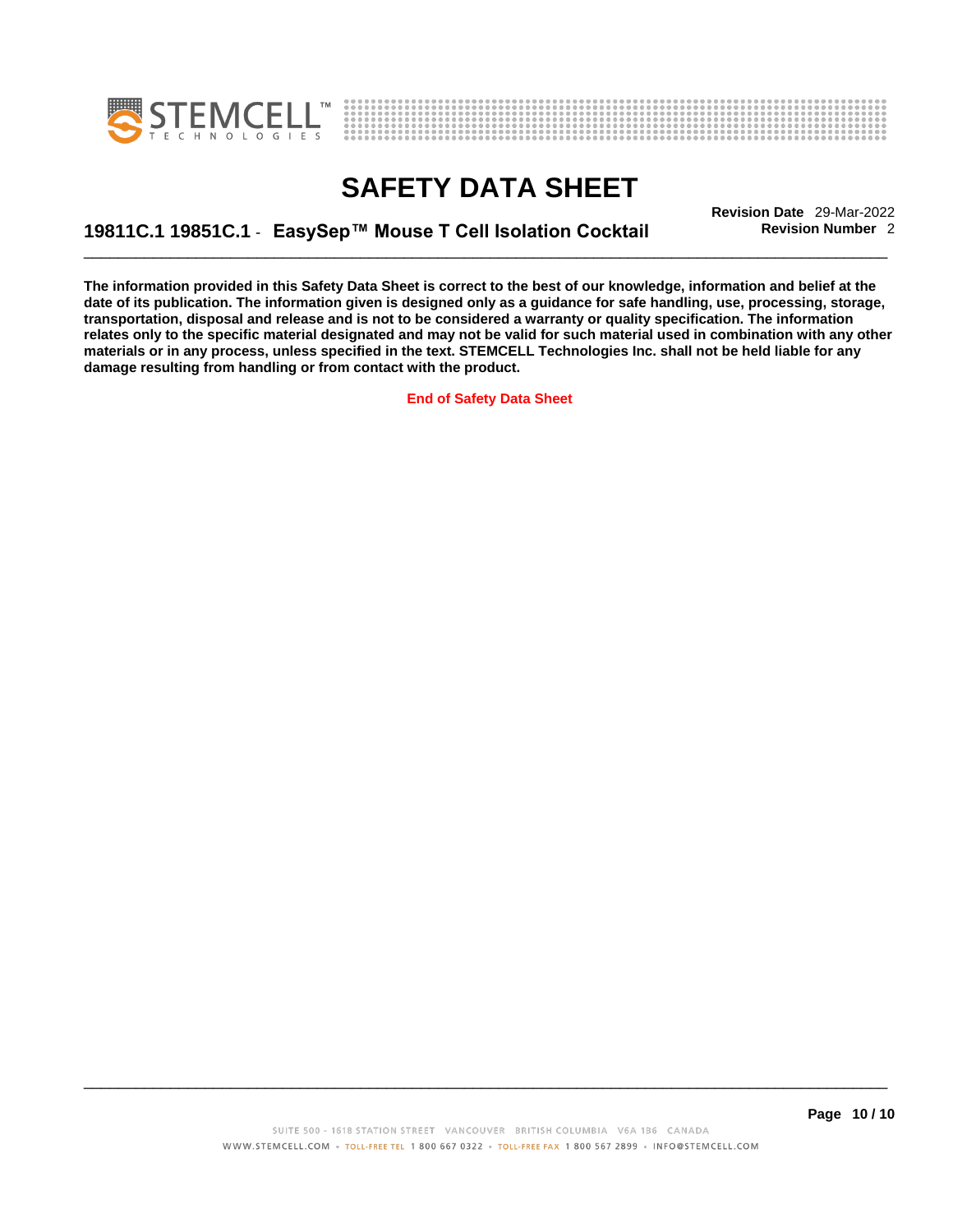The information provided in this Safety Data Sheet is correct to the best of our knowledge, information and belief at the date of its publication. The information given is designed only as a guidance for safe handling, use, processing, storage, transportation, disposal and release and is not to be considered a warranty or quality specification. The information relates only to the specific material designated and may not be valid for such material used in combination with any other materials or in any process, unless specified in the text. STEMCELL Technologies Inc. shall not be held liable for any damage resulting from handling or from contact with the product.

**End of Safety Data Sheet**